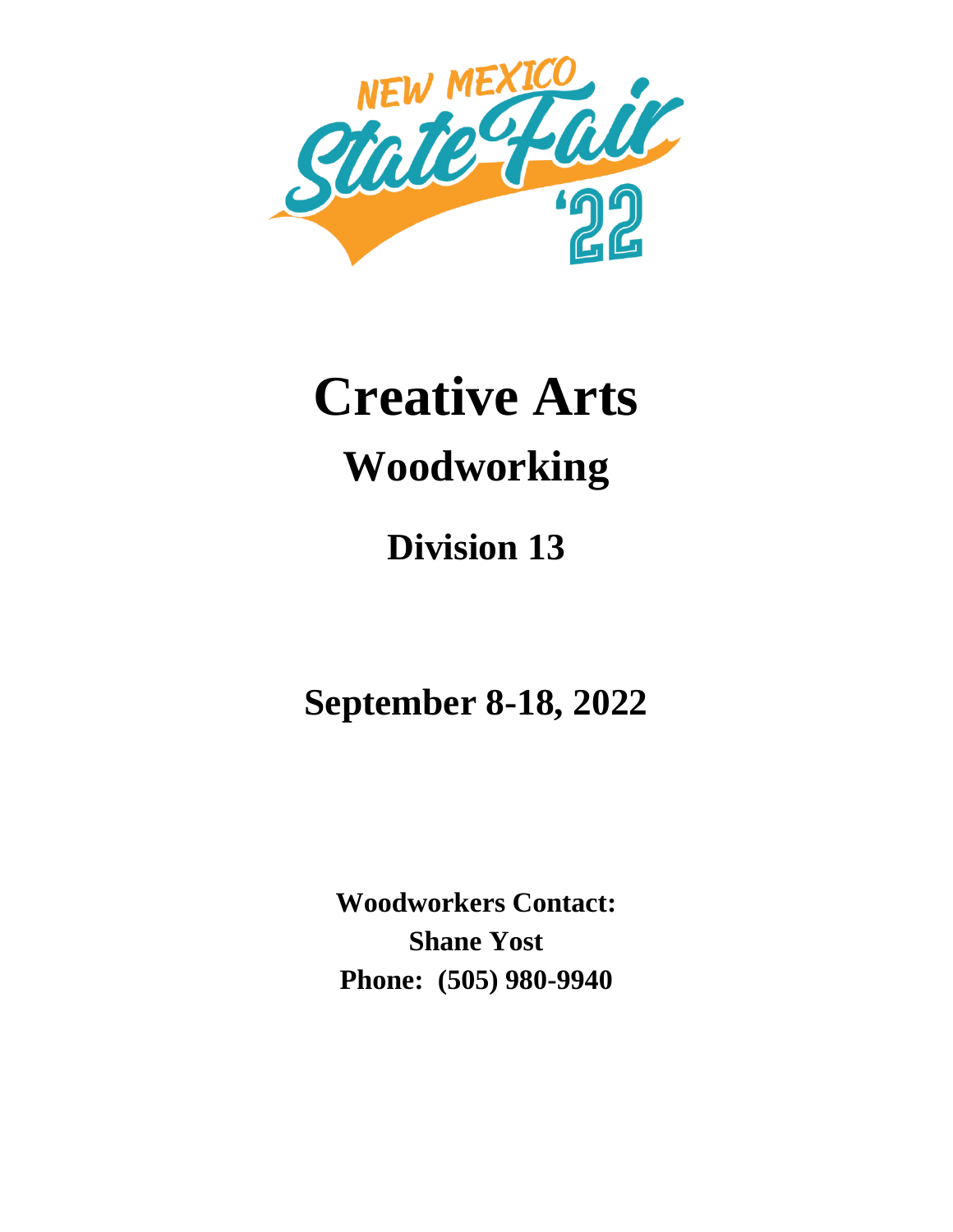NEW MEXICO State Fair '22

# Creative Arts

## Woodworking

### Division 13

### September 8-18, 2022

**Woodworkers Contact:**
**Shane Yost**
**Phone: (505) 980-9940**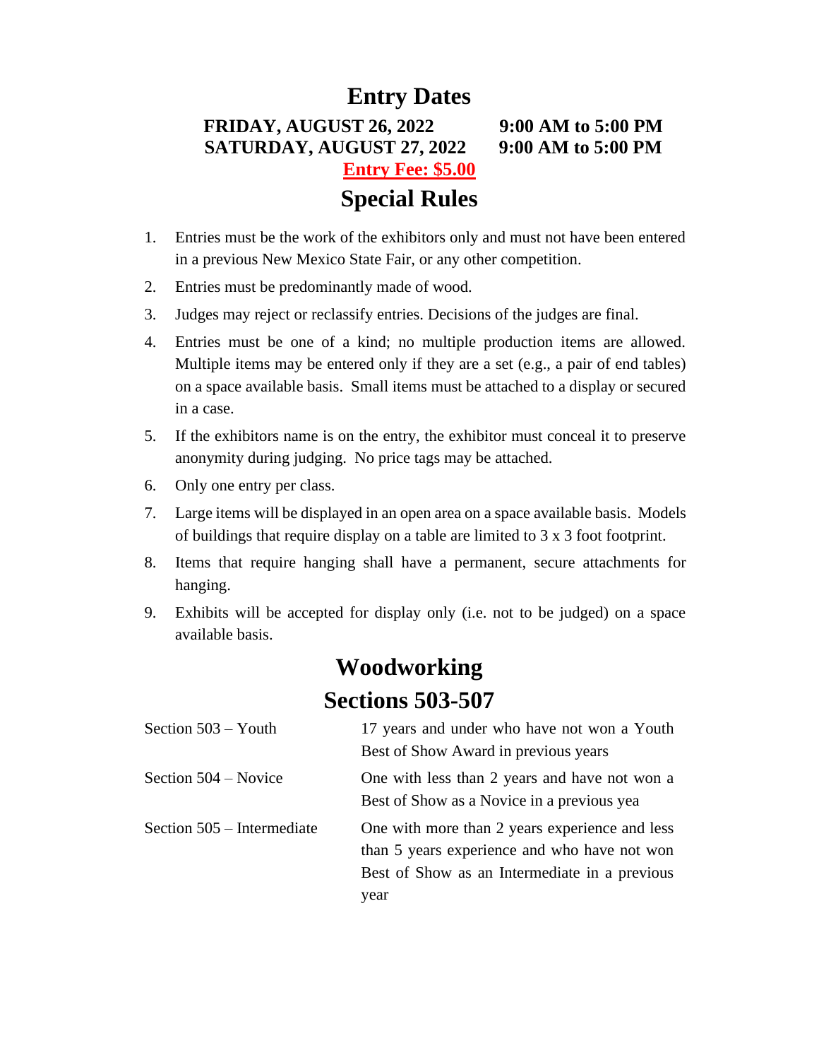# Entry Dates

**FRIDAY, AUGUST 26, 2022 9:00 AM to 5:00 PM**
**SATURDAY, AUGUST 27, 2022 9:00 AM to 5:00 PM**

**Entry Fee: $5.00**

# Special Rules

1. Entries must be the work of the exhibitors only and must not have been entered in a previous New Mexico State Fair, or any other competition.
2. Entries must be predominantly made of wood.
3. Judges may reject or reclassify entries. Decisions of the judges are final.
4. Entries must be one of a kind; no multiple production items are allowed. Multiple items may be entered only if they are a set (e.g., a pair of end tables) on a space available basis. Small items must be attached to a display or secured in a case.
5. If the exhibitors name is on the entry, the exhibitor must conceal it to preserve anonymity during judging. No price tags may be attached.
6. Only one entry per class.
7. Large items will be displayed in an open area on a space available basis. Models of buildings that require display on a table are limited to 3 x 3 foot footprint.
8. Items that require hanging shall have a permanent, secure attachments for hanging.
9. Exhibits will be accepted for display only (i.e. not to be judged) on a space available basis.

# Woodworking
# Sections 503-507

| | |
|---|---|
| Section 503 – Youth | 17 years and under who have not won a Youth Best of Show Award in previous years |
| Section 504 – Novice | One with less than 2 years and have not won a Best of Show as a Novice in a previous yea |
| Section 505 – Intermediate | One with more than 2 years experience and less than 5 years experience and who have not won Best of Show as an Intermediate in a previous year |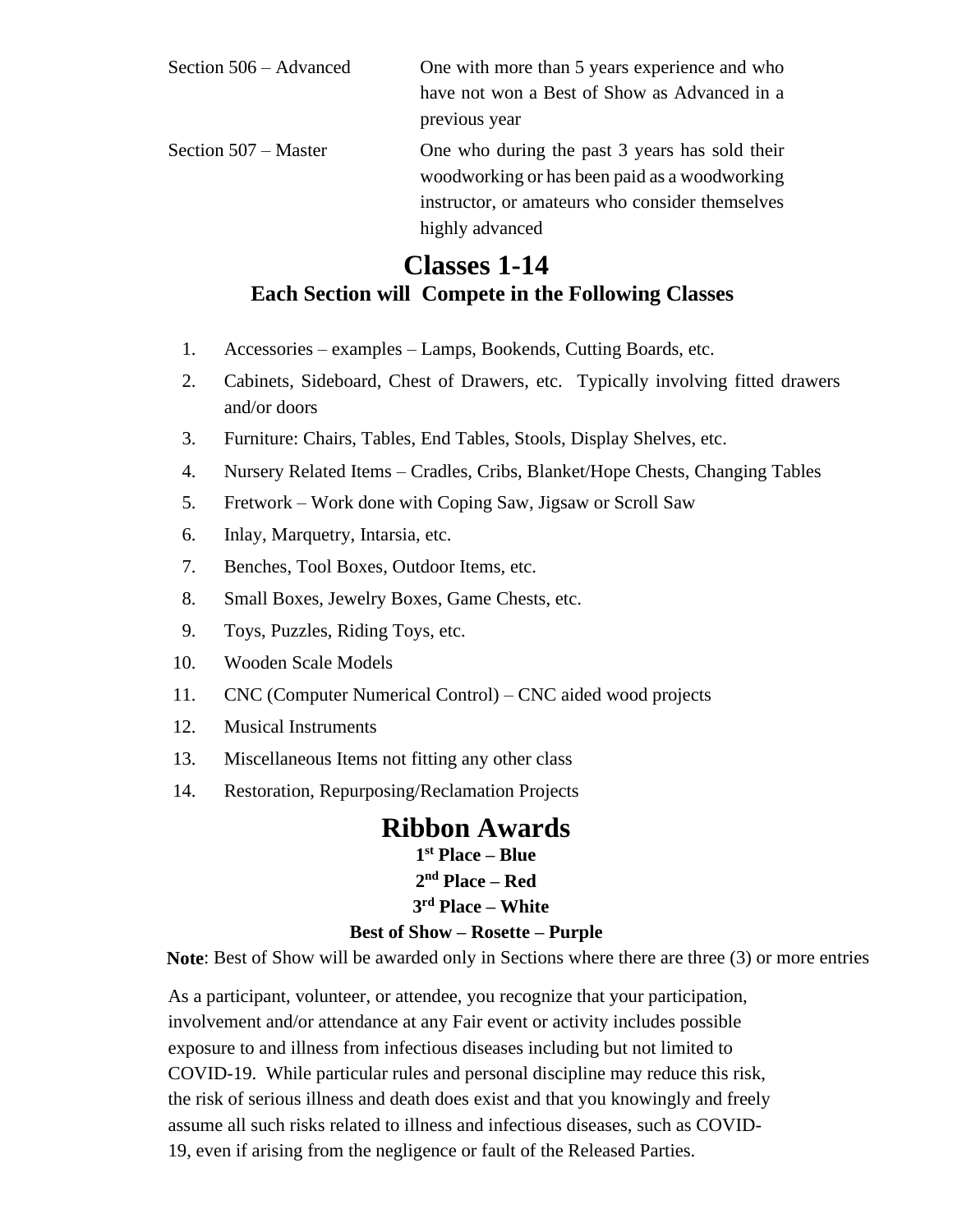| | |
|---|---|
| Section 506 – Advanced | One with more than 5 years experience and who have not won a Best of Show as Advanced in a previous year |
| Section 507 – Master | One who during the past 3 years has sold their woodworking or has been paid as a woodworking instructor, or amateurs who consider themselves highly advanced |

# Classes 1-14

### Each Section will Compete in the Following Classes

1. Accessories – examples – Lamps, Bookends, Cutting Boards, etc.
2. Cabinets, Sideboard, Chest of Drawers, etc. Typically involving fitted drawers and/or doors
3. Furniture: Chairs, Tables, End Tables, Stools, Display Shelves, etc.
4. Nursery Related Items – Cradles, Cribs, Blanket/Hope Chests, Changing Tables
5. Fretwork – Work done with Coping Saw, Jigsaw or Scroll Saw
6. Inlay, Marquetry, Intarsia, etc.
7. Benches, Tool Boxes, Outdoor Items, etc.
8. Small Boxes, Jewelry Boxes, Game Chests, etc.
9. Toys, Puzzles, Riding Toys, etc.
10. Wooden Scale Models
11. CNC (Computer Numerical Control) – CNC aided wood projects
12. Musical Instruments
13. Miscellaneous Items not fitting any other class
14. Restoration, Repurposing/Reclamation Projects

# Ribbon Awards

**1st Place – Blue**

**2nd Place – Red**

**3rd Place – White**

**Best of Show – Rosette – Purple**

**Note**: Best of Show will be awarded only in Sections where there are three (3) or more entries

As a participant, volunteer, or attendee, you recognize that your participation, involvement and/or attendance at any Fair event or activity includes possible exposure to and illness from infectious diseases including but not limited to COVID-19. While particular rules and personal discipline may reduce this risk, the risk of serious illness and death does exist and that you knowingly and freely assume all such risks related to illness and infectious diseases, such as COVID-19, even if arising from the negligence or fault of the Released Parties.